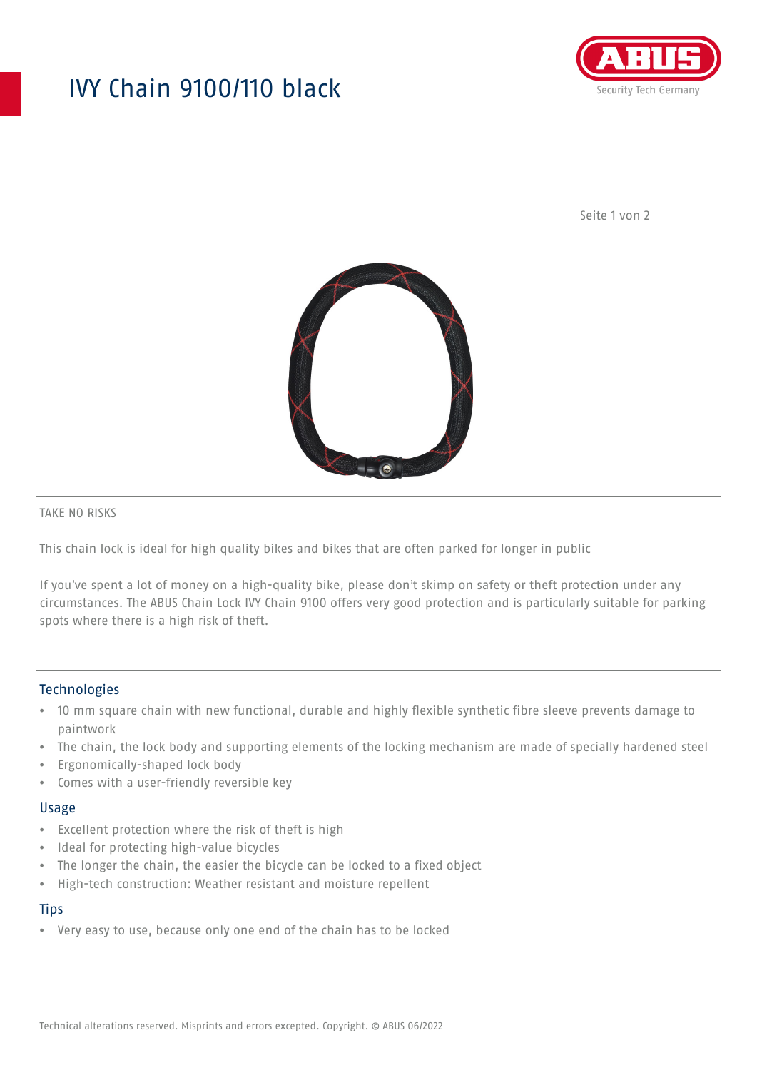# IVY Chain 9100/110 black

TAKE NO RISKS

This chain lock is ideal for high quality bikes and bikes that are often parked for longer in public

If you've spent a lot of money on a high-quality bike, please don't skimp on safety or theft protection under any circumstances. The ABUS Chain Lock IVY Chain 9100 offers very good protection and is particularly suitable for parking spots where there is a high risk of theft.

## Technologies

- 10 mm square chain with new functional, durable and highly flexible synthetic fibre sleeve prevents damage to paintwork
- The chain, the lock body and supporting elements of the locking mechanism are made of specially hardened steel
- Ergonomically-shaped lock body
- Comes with a user-friendly reversible key

## Usage

- Excellent protection where the risk of theft is high
- Ideal for protecting high-value bicycles
- The longer the chain, the easier the bicycle can be locked to a fixed object
- High-tech construction: Weather resistant and moisture repellent

## Tips

- Very easy to use, because only one end of the chain has to be locked

Technical alterations reserved. Misprints and errors excepted. Copyright. © ABUS 06/2022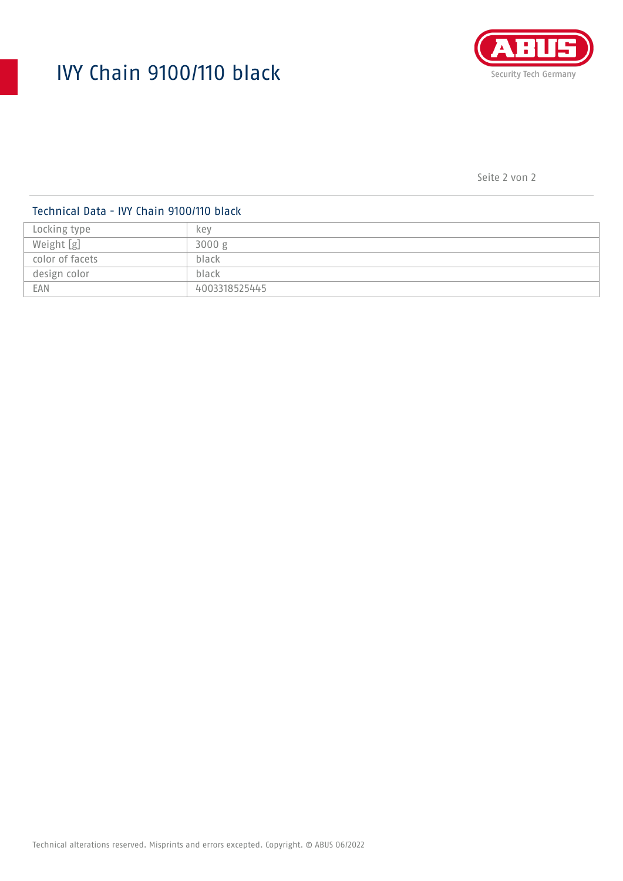# IVY Chain 9100/110 black

## Technical Data - IVY Chain 9100/110 black

| | |
|---|---|
| Locking type | key |
| Weight [g] | 3000 g |
| color of facets | black |
| design color | black |
| EAN | 4003318525445 |

Technical alterations reserved. Misprints and errors excepted. Copyright. © ABUS 06/2022